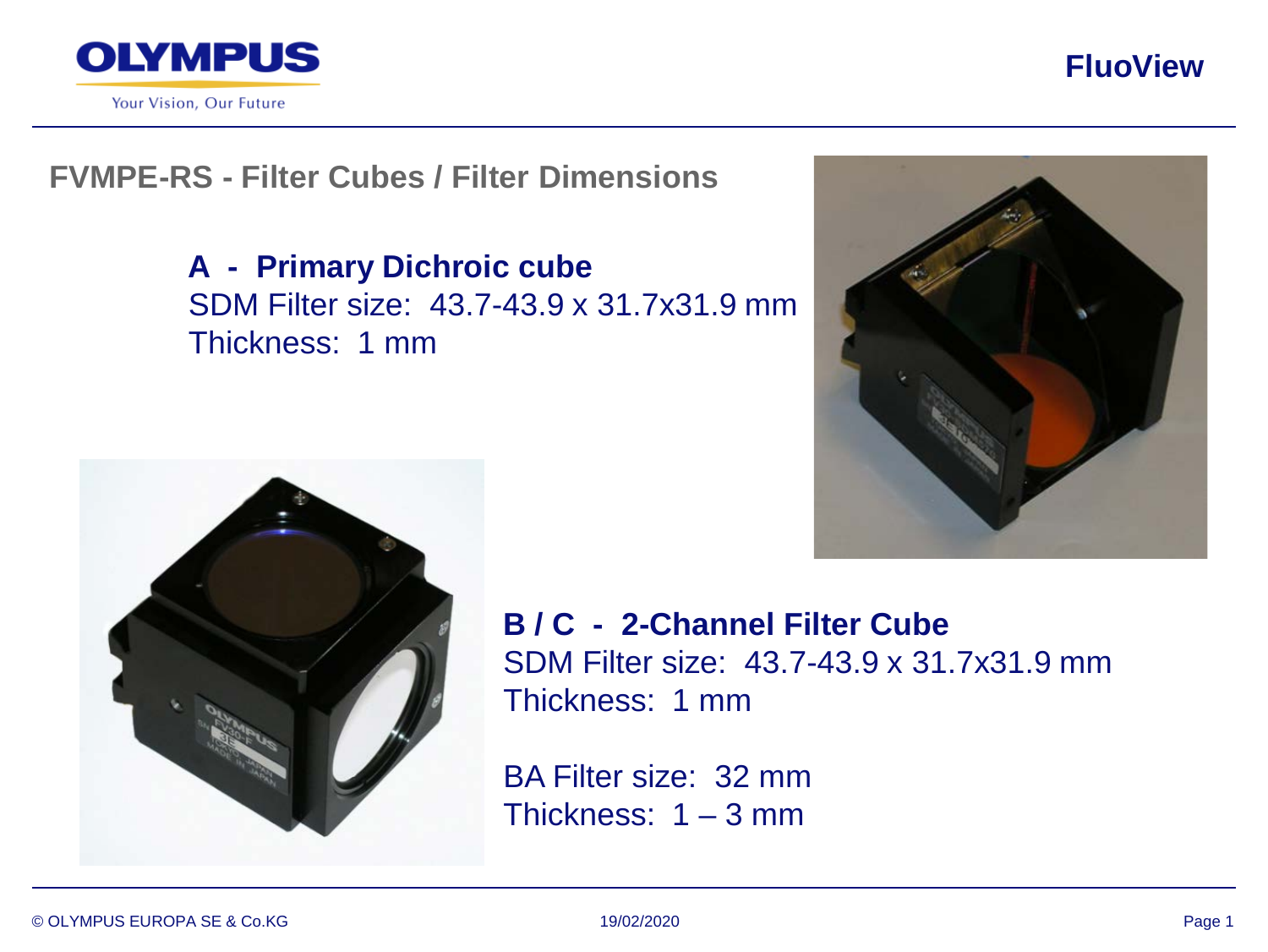## FVMPE-RS - Filter Cubes / Filter Dimensions

**A - Primary Dichroic cube**
SDM Filter size: 43.7-43.9 x 31.7x31.9 mm
Thickness: 1 mm

**B / C - 2-Channel Filter Cube**
SDM Filter size: 43.7-43.9 x 31.7x31.9 mm
Thickness: 1 mm

BA Filter size: 32 mm
Thickness: 1 – 3 mm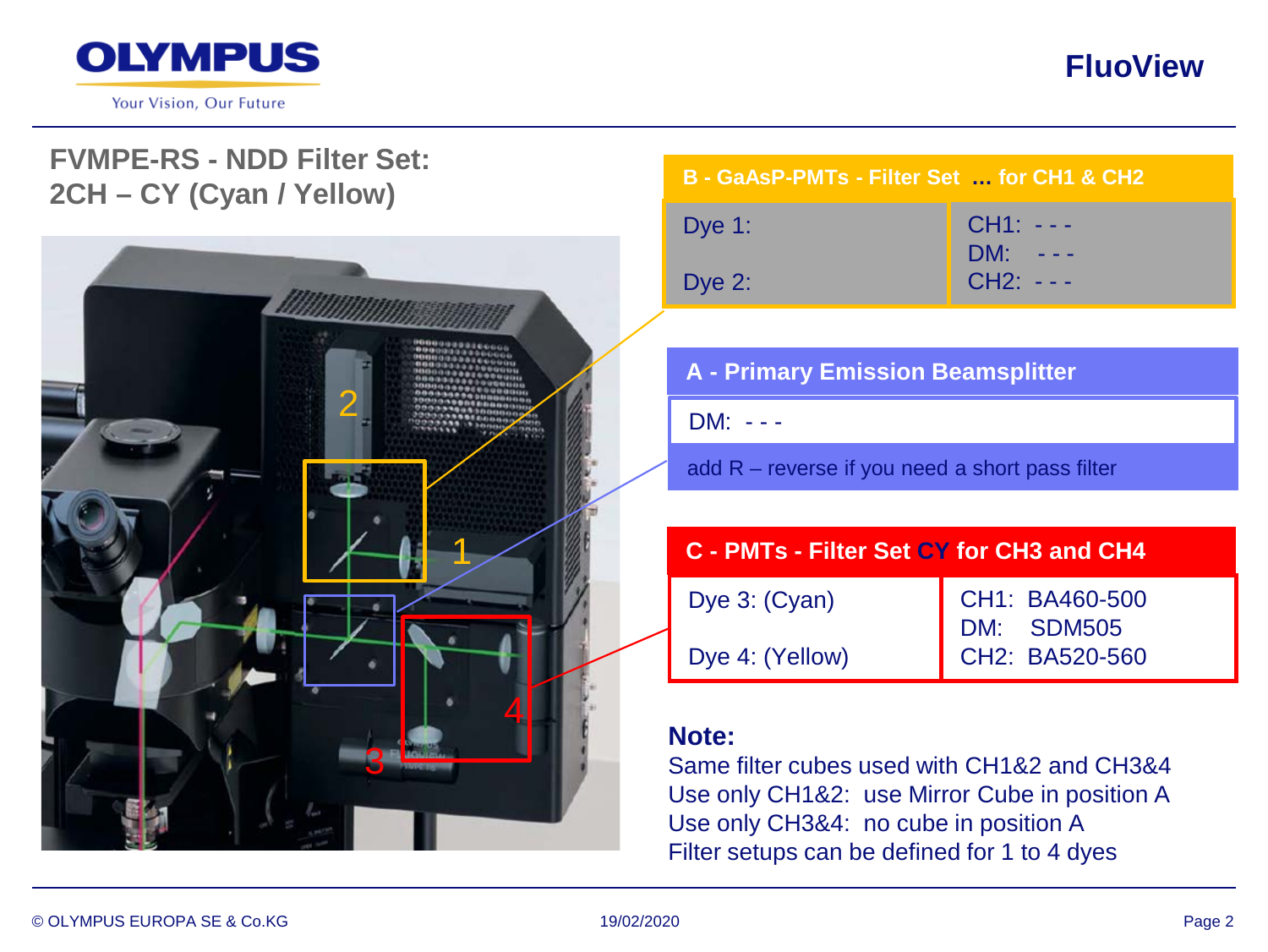## FVMPE-RS - NDD Filter Set: 2CH – CY (Cyan / Yellow)

| B - GaAsP-PMTs - Filter Set ... for CH1 & CH2 | |
|---|---|
| Dye 1:<br>Dye 2: | CH1: - - -<br>DM: - - -<br>CH2: - - - |

| A - Primary Emission Beamsplitter |
|---|
| DM: - - - |
| add R – reverse if you need a short pass filter |

| C - PMTs - Filter Set CY for CH3 and CH4 | |
|---|---|
| Dye 3: (Cyan)<br>Dye 4: (Yellow) | CH1: BA460-500<br>DM: SDM505<br>CH2: BA520-560 |

**Note:**

Same filter cubes used with CH1&2 and CH3&4
Use only CH1&2: use Mirror Cube in position A
Use only CH3&4: no cube in position A
Filter setups can be defined for 1 to 4 dyes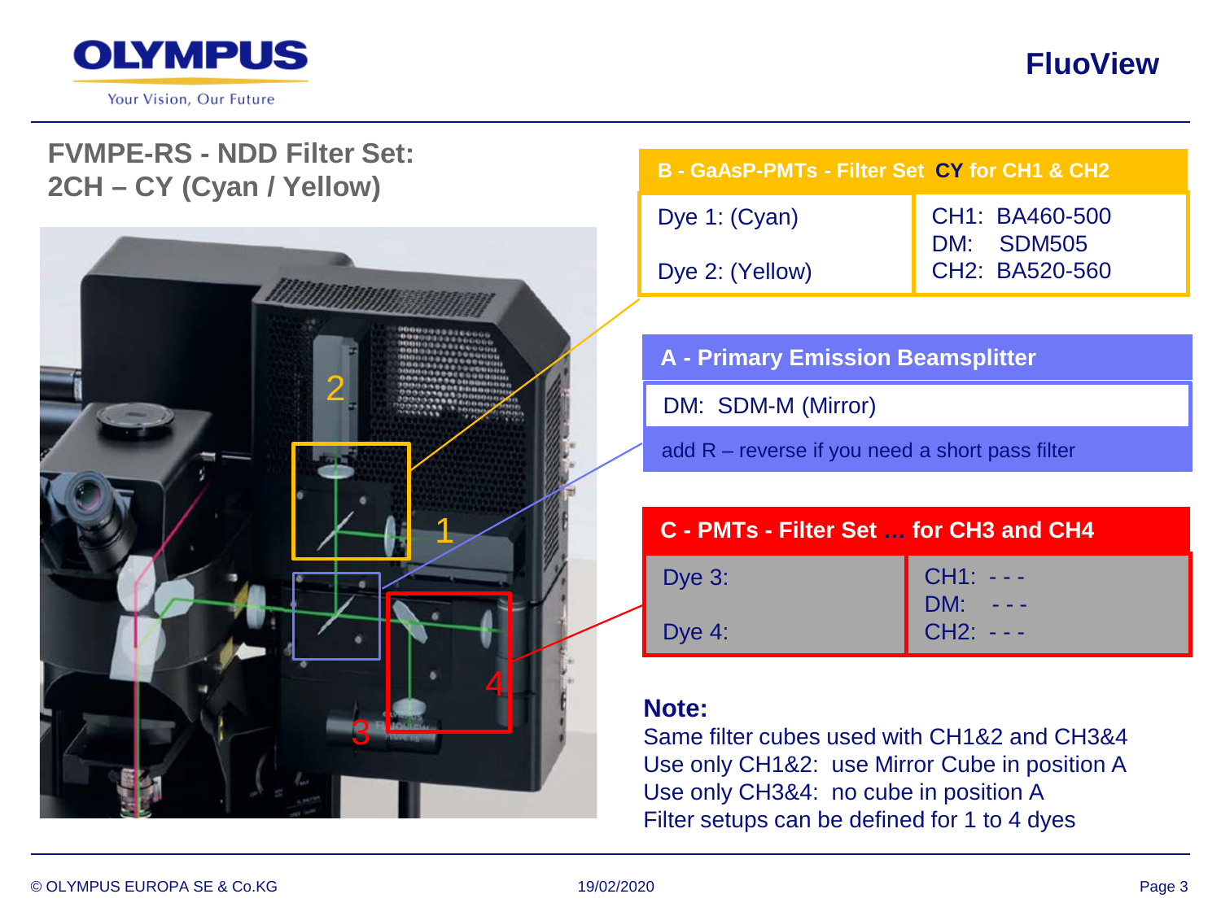## FVMPE-RS - NDD Filter Set: 2CH – CY (Cyan / Yellow)

| B - GaAsP-PMTs - Filter Set CY for CH1 & CH2 | |
|---|---|
| Dye 1: (Cyan)<br>Dye 2: (Yellow) | CH1: BA460-500<br>DM: SDM505<br>CH2: BA520-560 |

**A - Primary Emission Beamsplitter**

DM: SDM-M (Mirror)

add R – reverse if you need a short pass filter

| C - PMTs - Filter Set … for CH3 and CH4 | |
|---|---|
| Dye 3:<br>Dye 4: | CH1: - - -<br>DM: - - -<br>CH2: - - - |

**Note:**

Same filter cubes used with CH1&2 and CH3&4
Use only CH1&2: use Mirror Cube in position A
Use only CH3&4: no cube in position A
Filter setups can be defined for 1 to 4 dyes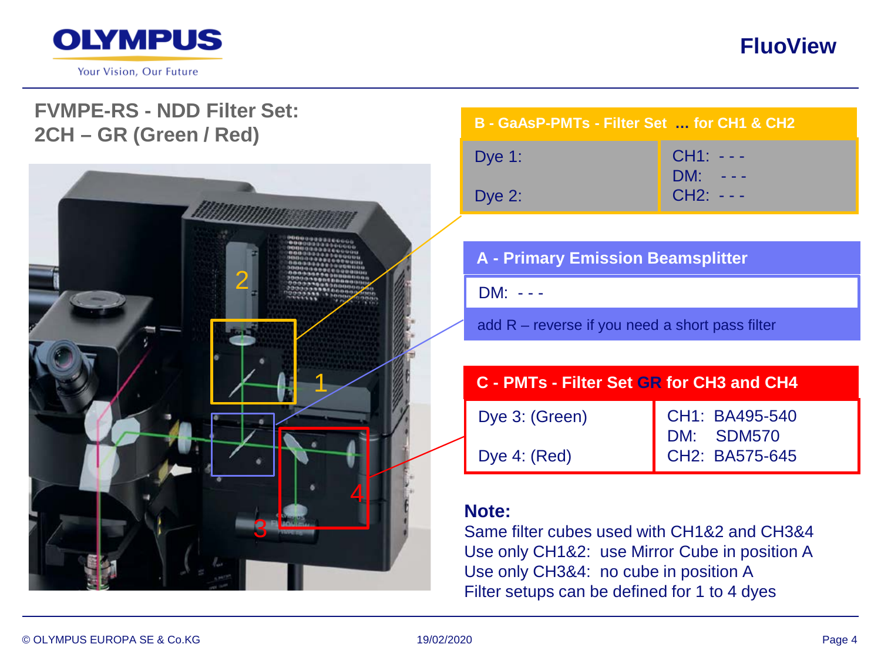## FVMPE-RS - NDD Filter Set: 2CH – GR (Green / Red)

**B - GaAsP-PMTs - Filter Set ... for CH1 & CH2**

| Dye | Filter |
|---|---|
| Dye 1: | CH1: - - - |
| | DM: - - - |
| Dye 2: | CH2: - - - |

**A - Primary Emission Beamsplitter**

DM: - - -

add R – reverse if you need a short pass filter

**C - PMTs - Filter Set GR for CH3 and CH4**

| Dye | Filter |
|---|---|
| Dye 3: (Green) | CH1: BA495-540 |
| | DM: SDM570 |
| Dye 4: (Red) | CH2: BA575-645 |

**Note:**

Same filter cubes used with CH1&2 and CH3&4
Use only CH1&2: use Mirror Cube in position A
Use only CH3&4: no cube in position A
Filter setups can be defined for 1 to 4 dyes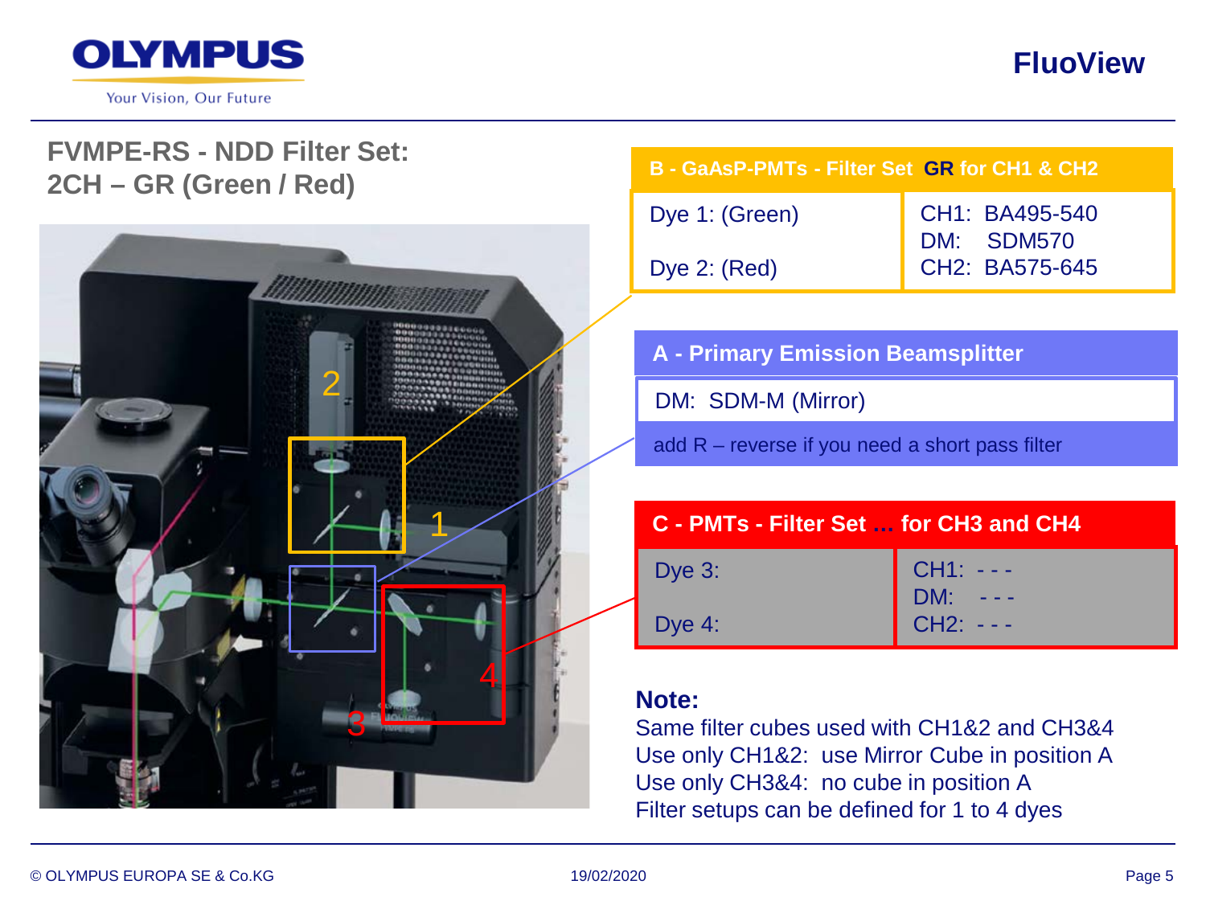## FVMPE-RS - NDD Filter Set: 2CH – GR (Green / Red)

| B - GaAsP-PMTs - Filter Set **GR** for CH1 & CH2 | |
|---|---|
| Dye 1: (Green)<br>Dye 2: (Red) | CH1: BA495-540<br>DM: SDM570<br>CH2: BA575-645 |

**A - Primary Emission Beamsplitter**

DM: SDM-M (Mirror)

add R – reverse if you need a short pass filter

| C - PMTs - Filter Set … for CH3 and CH4 | |
|---|---|
| Dye 3:<br>Dye 4: | CH1: - - -<br>DM: - - -<br>CH2: - - - |

**Note:**

Same filter cubes used with CH1&2 and CH3&4
Use only CH1&2: use Mirror Cube in position A
Use only CH3&4: no cube in position A
Filter setups can be defined for 1 to 4 dyes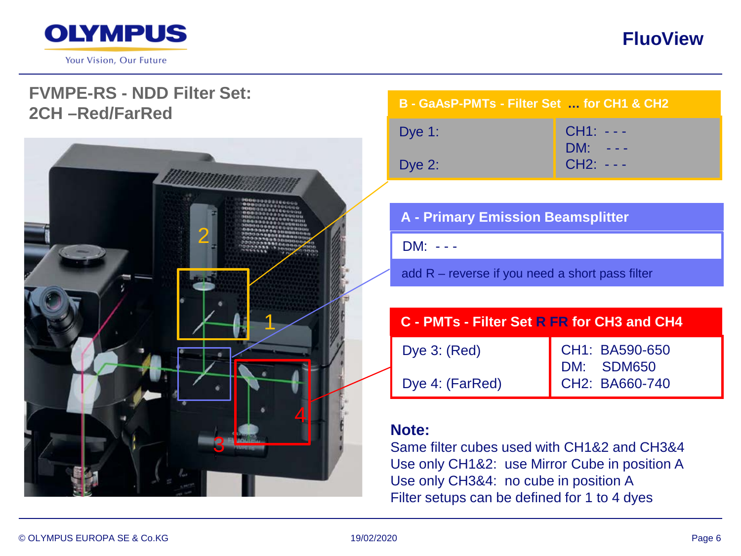## FVMPE-RS - NDD Filter Set: 2CH –Red/FarRed

**B - GaAsP-PMTs - Filter Set ... for CH1 & CH2**

| Dye | Filter |
| --- | --- |
| Dye 1: | CH1: - - - |
| | DM: - - - |
| Dye 2: | CH2: - - - |

**A - Primary Emission Beamsplitter**

DM: - - -

add R – reverse if you need a short pass filter

**C - PMTs - Filter Set R FR for CH3 and CH4**

| Dye | Filter |
| --- | --- |
| Dye 3: (Red) | CH1: BA590-650 |
| | DM: SDM650 |
| Dye 4: (FarRed) | CH2: BA660-740 |

**Note:**

Same filter cubes used with CH1&2 and CH3&4
Use only CH1&2: use Mirror Cube in position A
Use only CH3&4: no cube in position A
Filter setups can be defined for 1 to 4 dyes

© OLYMPUS EUROPA SE & Co.KG 19/02/2020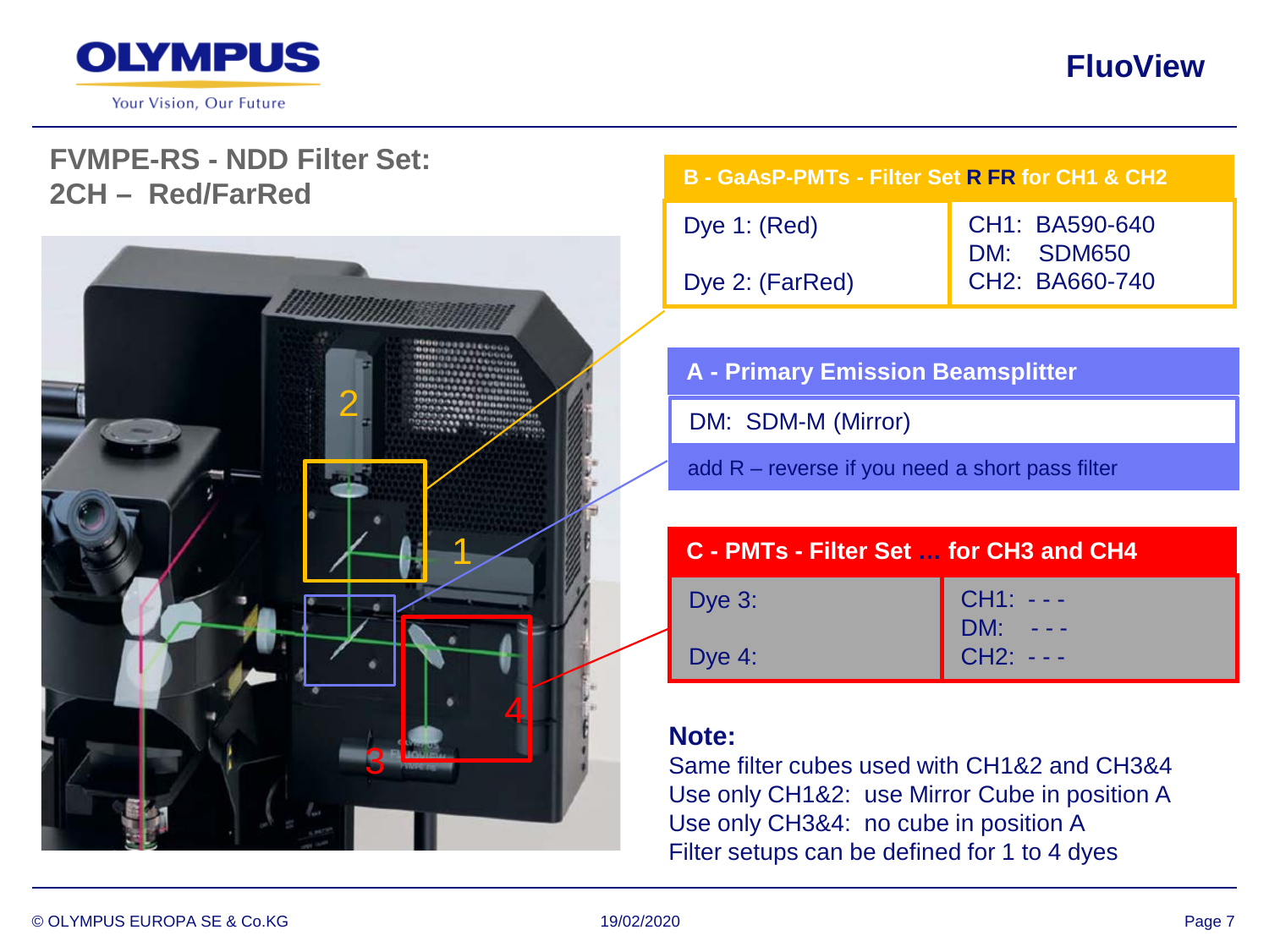## FVMPE-RS - NDD Filter Set: 2CH – Red/FarRed

| B - GaAsP-PMTs - Filter Set R FR for CH1 & CH2 | |
|---|---|
| Dye 1: (Red)<br><br>Dye 2: (FarRed) | CH1: BA590-640<br>DM: SDM650<br>CH2: BA660-740 |

| A - Primary Emission Beamsplitter |
|---|
| DM: SDM-M (Mirror) |
| add R – reverse if you need a short pass filter |

| C - PMTs - Filter Set … for CH3 and CH4 | |
|---|---|
| Dye 3:<br><br>Dye 4: | CH1: - - -<br>DM: - - -<br>CH2: - - - |

**Note:**

Same filter cubes used with CH1&2 and CH3&4
Use only CH1&2: use Mirror Cube in position A
Use only CH3&4: no cube in position A
Filter setups can be defined for 1 to 4 dyes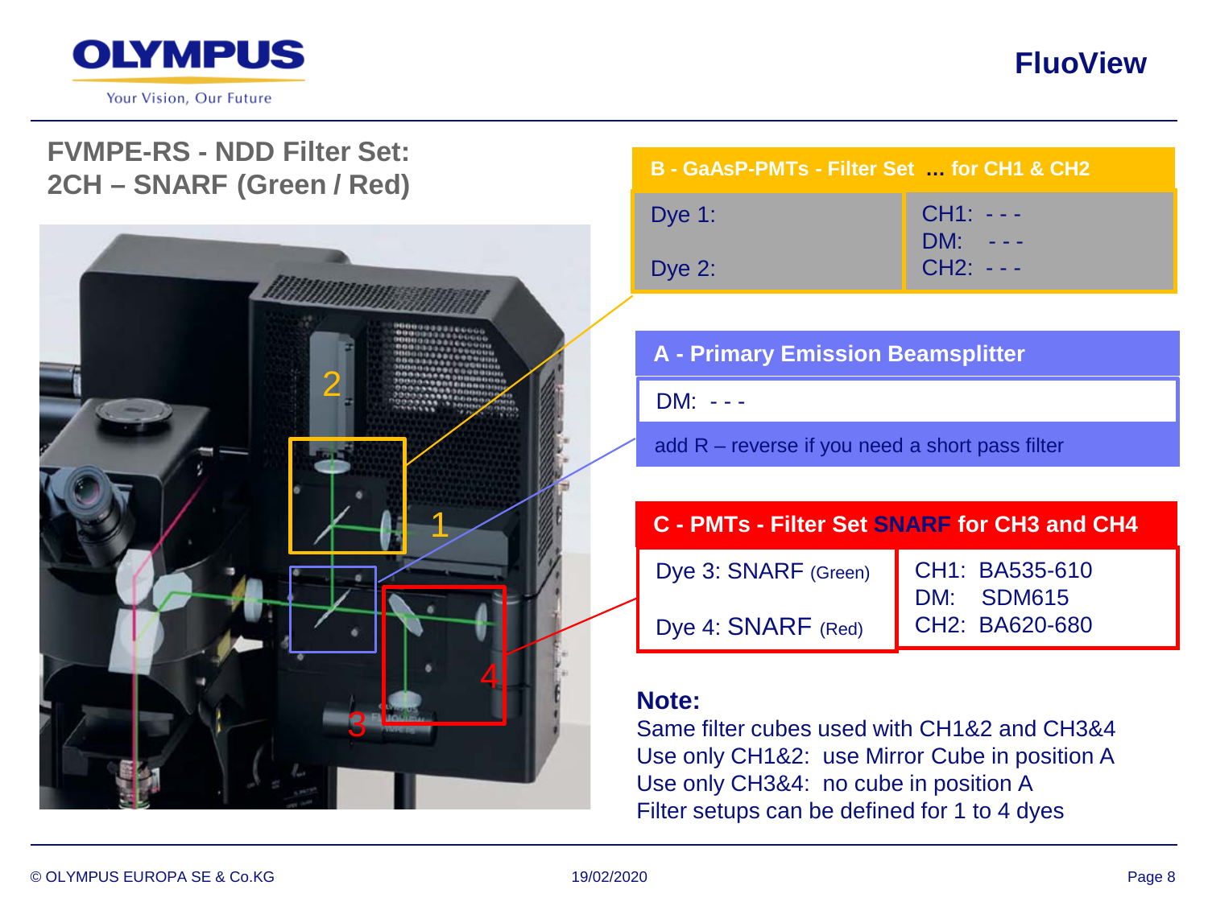# FVMPE-RS - NDD Filter Set: 2CH – SNARF (Green / Red)

## B - GaAsP-PMTs - Filter Set ... for CH1 & CH2

| Dye | Filter |
|---|---|
| Dye 1: | CH1: - - - |
| | DM: - - - |
| Dye 2: | CH2: - - - |

## A - Primary Emission Beamsplitter

DM: - - -

add R – reverse if you need a short pass filter

## C - PMTs - Filter Set SNARF for CH3 and CH4

| Dye | Filter |
|---|---|
| Dye 3: SNARF (Green) | CH1: BA535-610 |
| | DM: SDM615 |
| Dye 4: SNARF (Red) | CH2: BA620-680 |

**Note:**

Same filter cubes used with CH1&2 and CH3&4

Use only CH1&2: use Mirror Cube in position A

Use only CH3&4: no cube in position A

Filter setups can be defined for 1 to 4 dyes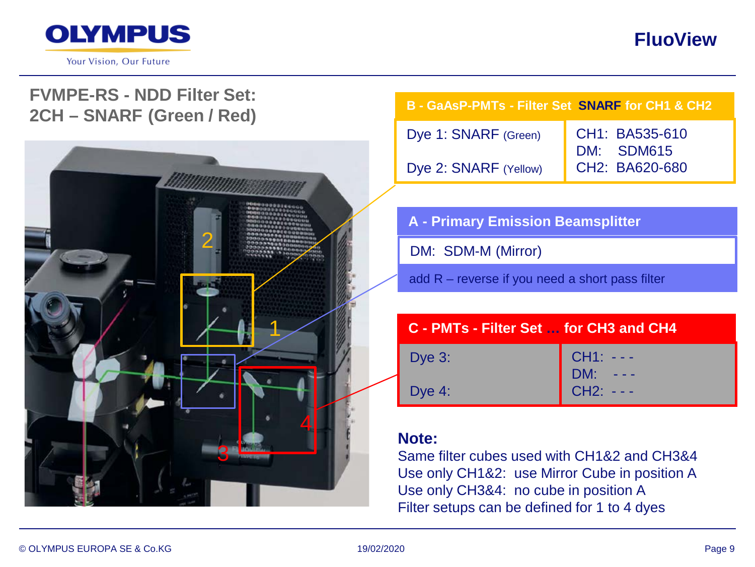## FVMPE-RS - NDD Filter Set: 2CH – SNARF (Green / Red)

1

2

3

4

| B - GaAsP-PMTs - Filter Set **SNARF** for CH1 & CH2 | |
|---|---|
| Dye 1: SNARF (Green)<br>Dye 2: SNARF (Yellow) | CH1: BA535-610<br>DM: SDM615<br>CH2: BA620-680 |

**A - Primary Emission Beamsplitter**

DM: SDM-M (Mirror)

add R – reverse if you need a short pass filter

| C - PMTs - Filter Set … for CH3 and CH4 | |
|---|---|
| Dye 3:<br>Dye 4: | CH1: - - -<br>DM: - - -<br>CH2: - - - |

**Note:**

Same filter cubes used with CH1&2 and CH3&4
Use only CH1&2: use Mirror Cube in position A
Use only CH3&4: no cube in position A
Filter setups can be defined for 1 to 4 dyes